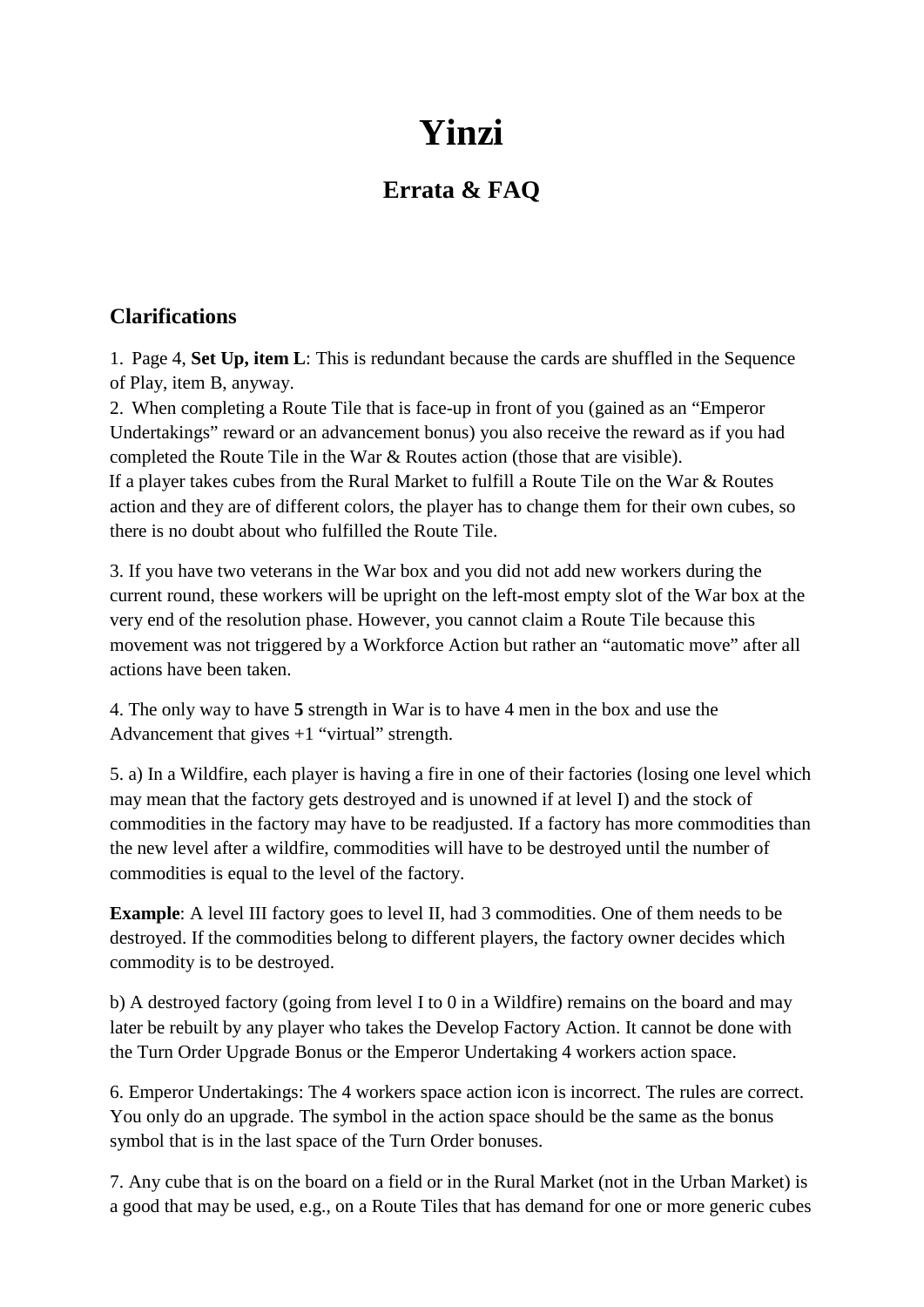# Yinzi

## Errata & FAQ

### Clarifications

1. Page 4, **Set Up, item L**: This is redundant because the cards are shuffled in the Sequence of Play, item B, anyway.
2. When completing a Route Tile that is face-up in front of you (gained as an "Emperor Undertakings" reward or an advancement bonus) you also receive the reward as if you had completed the Route Tile in the War & Routes action (those that are visible).
If a player takes cubes from the Rural Market to fulfill a Route Tile on the War & Routes action and they are of different colors, the player has to change them for their own cubes, so there is no doubt about who fulfilled the Route Tile.

3. If you have two veterans in the War box and you did not add new workers during the current round, these workers will be upright on the left-most empty slot of the War box at the very end of the resolution phase. However, you cannot claim a Route Tile because this movement was not triggered by a Workforce Action but rather an "automatic move" after all actions have been taken.

4. The only way to have **5** strength in War is to have 4 men in the box and use the Advancement that gives +1 "virtual" strength.

5. a) In a Wildfire, each player is having a fire in one of their factories (losing one level which may mean that the factory gets destroyed and is unowned if at level I) and the stock of commodities in the factory may have to be readjusted. If a factory has more commodities than the new level after a wildfire, commodities will have to be destroyed until the number of commodities is equal to the level of the factory.

**Example**: A level III factory goes to level II, had 3 commodities. One of them needs to be destroyed. If the commodities belong to different players, the factory owner decides which commodity is to be destroyed.

b) A destroyed factory (going from level I to 0 in a Wildfire) remains on the board and may later be rebuilt by any player who takes the Develop Factory Action. It cannot be done with the Turn Order Upgrade Bonus or the Emperor Undertaking 4 workers action space.

6. Emperor Undertakings: The 4 workers space action icon is incorrect. The rules are correct. You only do an upgrade. The symbol in the action space should be the same as the bonus symbol that is in the last space of the Turn Order bonuses.

7. Any cube that is on the board on a field or in the Rural Market (not in the Urban Market) is a good that may be used, e.g., on a Route Tiles that has demand for one or more generic cubes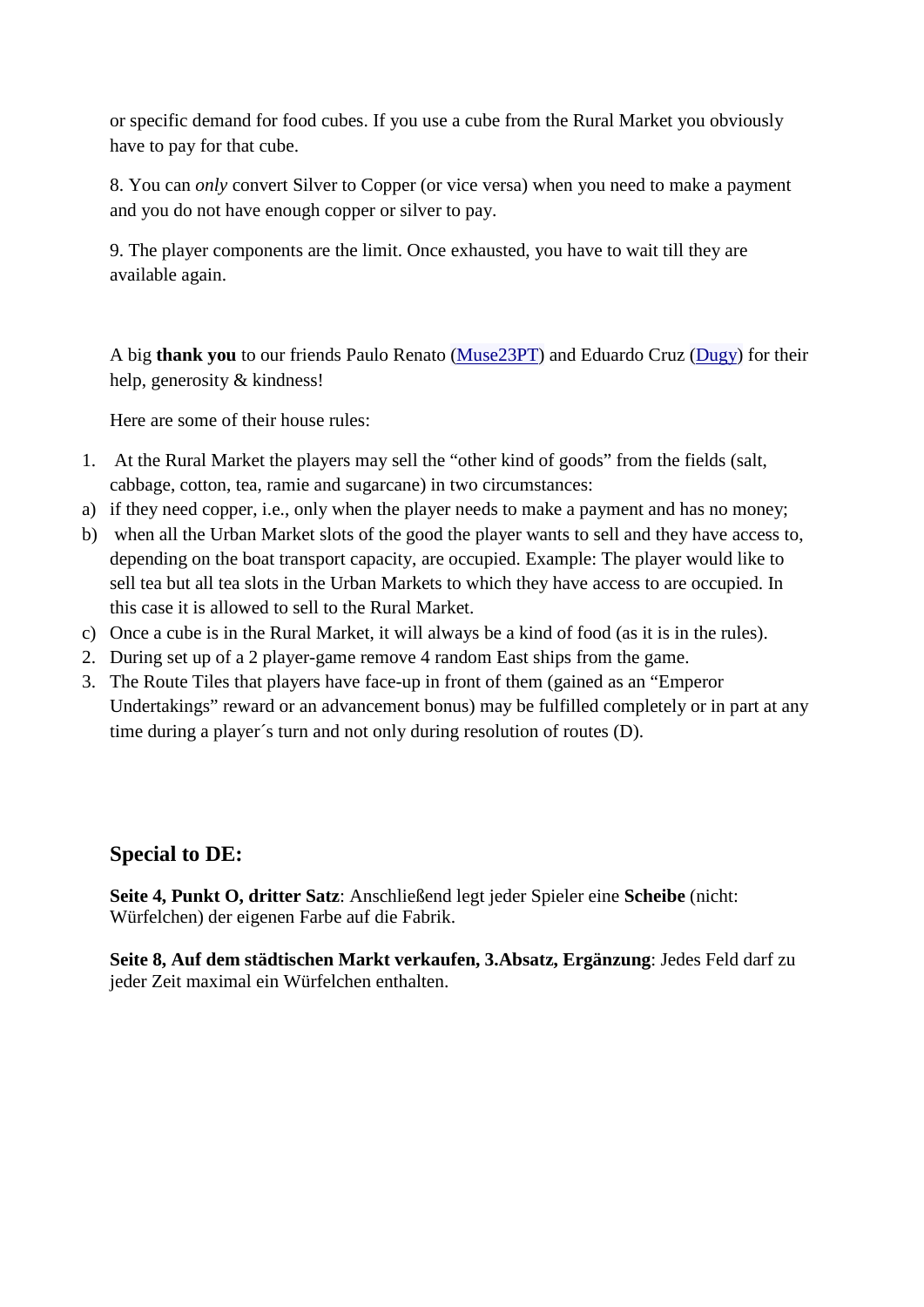or specific demand for food cubes. If you use a cube from the Rural Market you obviously have to pay for that cube.

8. You can *only* convert Silver to Copper (or vice versa) when you need to make a payment and you do not have enough copper or silver to pay.

9. The player components are the limit. Once exhausted, you have to wait till they are available again.

A big **thank you** to our friends Paulo Renato (Muse23PT) and Eduardo Cruz (Dugy) for their help, generosity & kindness!

Here are some of their house rules:

1. At the Rural Market the players may sell the "other kind of goods" from the fields (salt, cabbage, cotton, tea, ramie and sugarcane) in two circumstances:

a) if they need copper, i.e., only when the player needs to make a payment and has no money;

b) when all the Urban Market slots of the good the player wants to sell and they have access to, depending on the boat transport capacity, are occupied. Example: The player would like to sell tea but all tea slots in the Urban Markets to which they have access to are occupied. In this case it is allowed to sell to the Rural Market.

c) Once a cube is in the Rural Market, it will always be a kind of food (as it is in the rules).

2. During set up of a 2 player-game remove 4 random East ships from the game.
3. The Route Tiles that players have face-up in front of them (gained as an "Emperor Undertakings" reward or an advancement bonus) may be fulfilled completely or in part at any time during a player´s turn and not only during resolution of routes (D).

### Special to DE:

**Seite 4, Punkt O, dritter Satz**: Anschließend legt jeder Spieler eine **Scheibe** (nicht: Würfelchen) der eigenen Farbe auf die Fabrik.

**Seite 8, Auf dem städtischen Markt verkaufen, 3.Absatz, Ergänzung**: Jedes Feld darf zu jeder Zeit maximal ein Würfelchen enthalten.